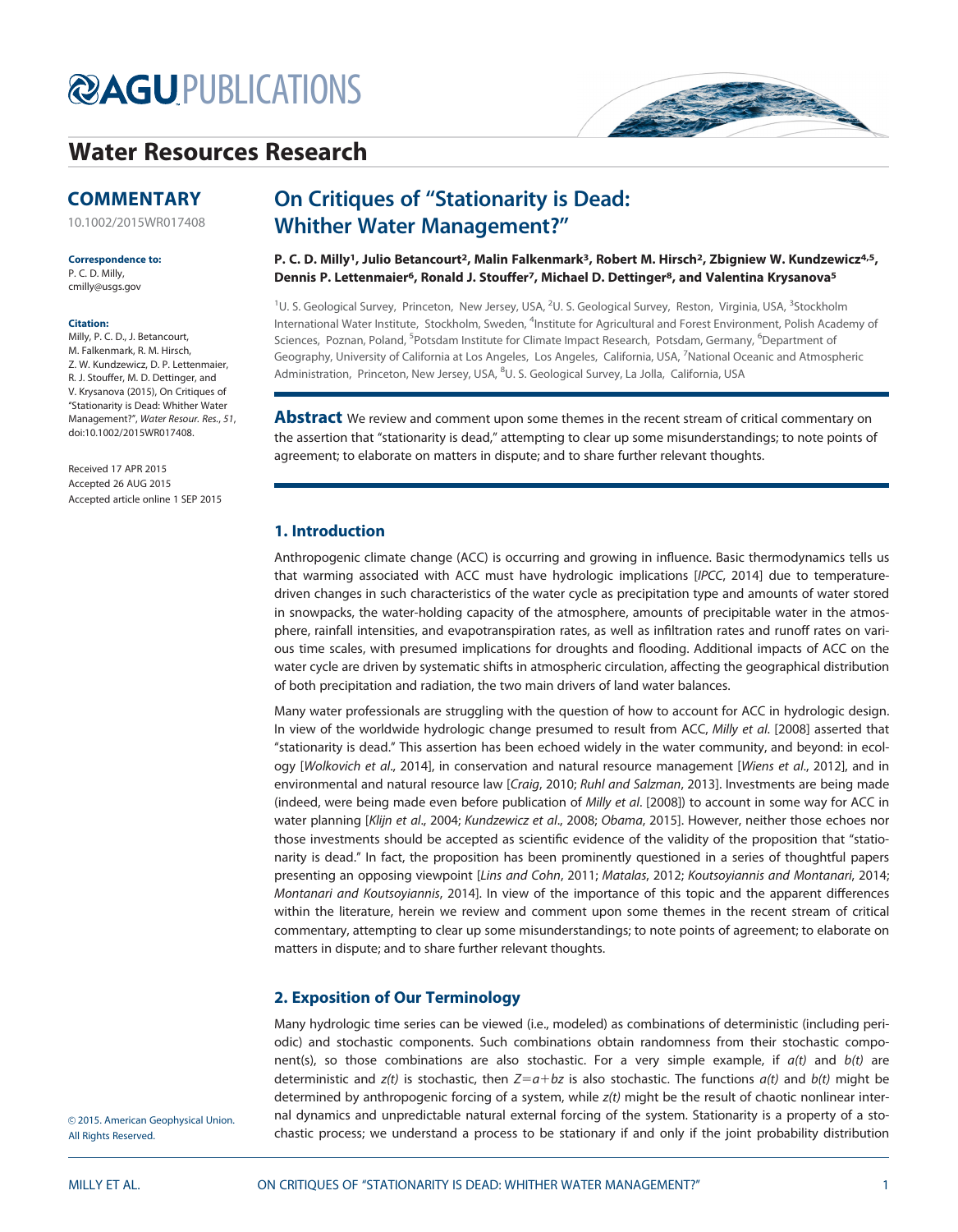AGU PUBLICATIONS

Water Resources Research

## COMMENTARY

10.1002/2015WR017408

**Correspondence to:**
P. C. D. Milly,
cmilly@usgs.gov

**Citation:**
Milly, P. C. D., J. Betancourt, M. Falkenmark, R. M. Hirsch, Z. W. Kundzewicz, D. P. Lettenmaier, R. J. Stouffer, M. D. Dettinger, and V. Krysanova (2015), On Critiques of "Stationarity is Dead: Whither Water Management?", *Water Resour. Res.*, *51*, doi:10.1002/2015WR017408.

Received 17 APR 2015
Accepted 26 AUG 2015
Accepted article online 1 SEP 2015

© 2015. American Geophysical Union. All Rights Reserved.

# On Critiques of "Stationarity is Dead: Whither Water Management?"

**P. C. D. Milly[1], Julio Betancourt[2], Malin Falkenmark[3], Robert M. Hirsch[2], Zbigniew W. Kundzewicz[4,5], Dennis P. Lettenmaier[6], Ronald J. Stouffer[7], Michael D. Dettinger[8], and Valentina Krysanova[5]**

[1]U. S. Geological Survey, Princeton, New Jersey, USA, [2]U. S. Geological Survey, Reston, Virginia, USA, [3]Stockholm International Water Institute, Stockholm, Sweden, [4]Institute for Agricultural and Forest Environment, Polish Academy of Sciences, Poznan, Poland, [5]Potsdam Institute for Climate Impact Research, Potsdam, Germany, [6]Department of Geography, University of California at Los Angeles, Los Angeles, California, USA, [7]National Oceanic and Atmospheric Administration, Princeton, New Jersey, USA, [8]U. S. Geological Survey, La Jolla, California, USA

**Abstract** We review and comment upon some themes in the recent stream of critical commentary on the assertion that "stationarity is dead," attempting to clear up some misunderstandings; to note points of agreement; to elaborate on matters in dispute; and to share further relevant thoughts.

## 1. Introduction

Anthropogenic climate change (ACC) is occurring and growing in influence. Basic thermodynamics tells us that warming associated with ACC must have hydrologic implications [*IPCC*, 2014] due to temperature-driven changes in such characteristics of the water cycle as precipitation type and amounts of water stored in snowpacks, the water-holding capacity of the atmosphere, amounts of precipitable water in the atmosphere, rainfall intensities, and evapotranspiration rates, as well as infiltration rates and runoff rates on various time scales, with presumed implications for droughts and flooding. Additional impacts of ACC on the water cycle are driven by systematic shifts in atmospheric circulation, affecting the geographical distribution of both precipitation and radiation, the two main drivers of land water balances.

Many water professionals are struggling with the question of how to account for ACC in hydrologic design. In view of the worldwide hydrologic change presumed to result from ACC, *Milly et al.* [2008] asserted that "stationarity is dead." This assertion has been echoed widely in the water community, and beyond: in ecology [*Wolkovich et al.*, 2014], in conservation and natural resource management [*Wiens et al.*, 2012], and in environmental and natural resource law [*Craig*, 2010; *Ruhl and Salzman*, 2013]. Investments are being made (indeed, were being made even before publication of *Milly et al.* [2008]) to account in some way for ACC in water planning [*Klijn et al.*, 2004; *Kundzewicz et al.*, 2008; *Obama*, 2015]. However, neither those echoes nor those investments should be accepted as scientific evidence of the validity of the proposition that "stationarity is dead." In fact, the proposition has been prominently questioned in a series of thoughtful papers presenting an opposing viewpoint [*Lins and Cohn*, 2011; *Matalas*, 2012; *Koutsoyiannis and Montanari*, 2014; *Montanari and Koutsoyiannis*, 2014]. In view of the importance of this topic and the apparent differences within the literature, herein we review and comment upon some themes in the recent stream of critical commentary, attempting to clear up some misunderstandings; to note points of agreement; to elaborate on matters in dispute; and to share further relevant thoughts.

## 2. Exposition of Our Terminology

Many hydrologic time series can be viewed (i.e., modeled) as combinations of deterministic (including periodic) and stochastic components. Such combinations obtain randomness from their stochastic component(s), so those combinations are also stochastic. For a very simple example, if $a(t)$ and $b(t)$ are deterministic and $z(t)$ is stochastic, then $Z=a+bz$ is also stochastic. The functions $a(t)$ and $b(t)$ might be determined by anthropogenic forcing of a system, while $z(t)$ might be the result of chaotic nonlinear internal dynamics and unpredictable natural external forcing of the system. Stationarity is a property of a stochastic process; we understand a process to be stationary if and only if the joint probability distribution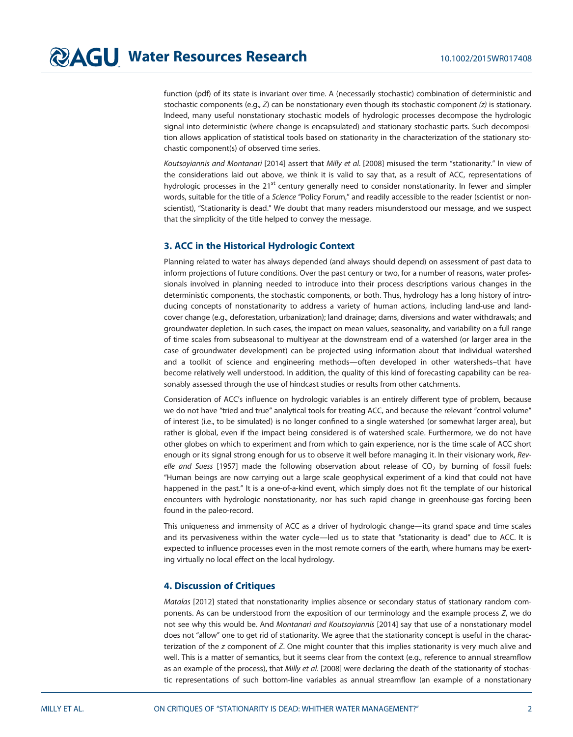function (pdf) of its state is invariant over time. A (necessarily stochastic) combination of deterministic and stochastic components (e.g., $Z$) can be nonstationary even though its stochastic component *(z)* is stationary. Indeed, many useful nonstationary stochastic models of hydrologic processes decompose the hydrologic signal into deterministic (where change is encapsulated) and stationary stochastic parts. Such decomposition allows application of statistical tools based on stationarity in the characterization of the stationary stochastic component(s) of observed time series.

*Koutsoyiannis and Montanari* [2014] assert that *Milly et al.* [2008] misused the term "stationarity." In view of the considerations laid out above, we think it is valid to say that, as a result of ACC, representations of hydrologic processes in the 21st century generally need to consider nonstationarity. In fewer and simpler words, suitable for the title of a *Science* "Policy Forum," and readily accessible to the reader (scientist or non-scientist), "Stationarity is dead." We doubt that many readers misunderstood our message, and we suspect that the simplicity of the title helped to convey the message.

## 3. ACC in the Historical Hydrologic Context

Planning related to water has always depended (and always should depend) on assessment of past data to inform projections of future conditions. Over the past century or two, for a number of reasons, water professionals involved in planning needed to introduce into their process descriptions various changes in the deterministic components, the stochastic components, or both. Thus, hydrology has a long history of introducing concepts of nonstationarity to address a variety of human actions, including land-use and land-cover change (e.g., deforestation, urbanization); land drainage; dams, diversions and water withdrawals; and groundwater depletion. In such cases, the impact on mean values, seasonality, and variability on a full range of time scales from subseasonal to multiyear at the downstream end of a watershed (or larger area in the case of groundwater development) can be projected using information about that individual watershed and a toolkit of science and engineering methods—often developed in other watersheds–that have become relatively well understood. In addition, the quality of this kind of forecasting capability can be reasonably assessed through the use of hindcast studies or results from other catchments.

Consideration of ACC's influence on hydrologic variables is an entirely different type of problem, because we do not have "tried and true" analytical tools for treating ACC, and because the relevant "control volume" of interest (i.e., to be simulated) is no longer confined to a single watershed (or somewhat larger area), but rather is global, even if the impact being considered is of watershed scale. Furthermore, we do not have other globes on which to experiment and from which to gain experience, nor is the time scale of ACC short enough or its signal strong enough for us to observe it well before managing it. In their visionary work, *Revelle and Suess* [1957] made the following observation about release of $CO_2$ by burning of fossil fuels: "Human beings are now carrying out a large scale geophysical experiment of a kind that could not have happened in the past." It is a one-of-a-kind event, which simply does not fit the template of our historical encounters with hydrologic nonstationarity, nor has such rapid change in greenhouse-gas forcing been found in the paleo-record.

This uniqueness and immensity of ACC as a driver of hydrologic change—its grand space and time scales and its pervasiveness within the water cycle—led us to state that "stationarity is dead" due to ACC. It is expected to influence processes even in the most remote corners of the earth, where humans may be exerting virtually no local effect on the local hydrology.

## 4. Discussion of Critiques

*Matalas* [2012] stated that nonstationarity implies absence or secondary status of stationary random components. As can be understood from the exposition of our terminology and the example process $Z$, we do not see why this would be. And *Montanari and Koutsoyiannis* [2014] say that use of a nonstationary model does not "allow" one to get rid of stationarity. We agree that the stationarity concept is useful in the characterization of the $z$ component of $Z$. One might counter that this implies stationarity is very much alive and well. This is a matter of semantics, but it seems clear from the context (e.g., reference to annual streamflow as an example of the process), that *Milly et al*. [2008] were declaring the death of the stationarity of stochastic representations of such bottom-line variables as annual streamflow (an example of a nonstationary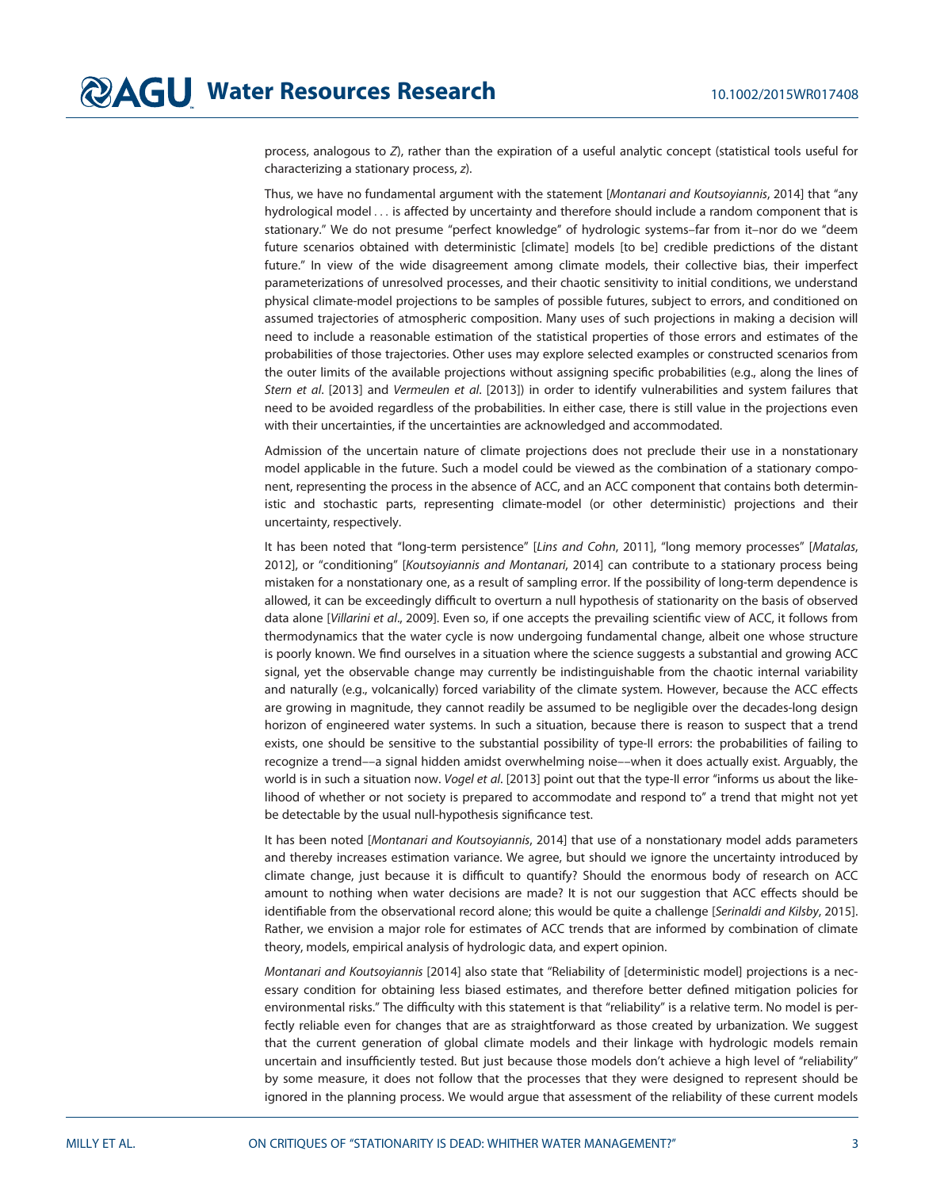process, analogous to $Z$), rather than the expiration of a useful analytic concept (statistical tools useful for characterizing a stationary process, $z$).

Thus, we have no fundamental argument with the statement [*Montanari and Koutsoyiannis*, 2014] that "any hydrological model . . . is affected by uncertainty and therefore should include a random component that is stationary." We do not presume "perfect knowledge" of hydrologic systems–far from it–nor do we "deem future scenarios obtained with deterministic [climate] models [to be] credible predictions of the distant future." In view of the wide disagreement among climate models, their collective bias, their imperfect parameterizations of unresolved processes, and their chaotic sensitivity to initial conditions, we understand physical climate-model projections to be samples of possible futures, subject to errors, and conditioned on assumed trajectories of atmospheric composition. Many uses of such projections in making a decision will need to include a reasonable estimation of the statistical properties of those errors and estimates of the probabilities of those trajectories. Other uses may explore selected examples or constructed scenarios from the outer limits of the available projections without assigning specific probabilities (e.g., along the lines of *Stern et al*. [2013] and *Vermeulen et al*. [2013]) in order to identify vulnerabilities and system failures that need to be avoided regardless of the probabilities. In either case, there is still value in the projections even with their uncertainties, if the uncertainties are acknowledged and accommodated.

Admission of the uncertain nature of climate projections does not preclude their use in a nonstationary model applicable in the future. Such a model could be viewed as the combination of a stationary component, representing the process in the absence of ACC, and an ACC component that contains both deterministic and stochastic parts, representing climate-model (or other deterministic) projections and their uncertainty, respectively.

It has been noted that "long-term persistence" [*Lins and Cohn*, 2011], "long memory processes" [*Matalas*, 2012], or "conditioning" [*Koutsoyiannis and Montanari*, 2014] can contribute to a stationary process being mistaken for a nonstationary one, as a result of sampling error. If the possibility of long-term dependence is allowed, it can be exceedingly difficult to overturn a null hypothesis of stationarity on the basis of observed data alone [*Villarini et al*., 2009]. Even so, if one accepts the prevailing scientific view of ACC, it follows from thermodynamics that the water cycle is now undergoing fundamental change, albeit one whose structure is poorly known. We find ourselves in a situation where the science suggests a substantial and growing ACC signal, yet the observable change may currently be indistinguishable from the chaotic internal variability and naturally (e.g., volcanically) forced variability of the climate system. However, because the ACC effects are growing in magnitude, they cannot readily be assumed to be negligible over the decades-long design horizon of engineered water systems. In such a situation, because there is reason to suspect that a trend exists, one should be sensitive to the substantial possibility of type-II errors: the probabilities of failing to recognize a trend––a signal hidden amidst overwhelming noise––when it does actually exist. Arguably, the world is in such a situation now. *Vogel et al*. [2013] point out that the type-II error "informs us about the likelihood of whether or not society is prepared to accommodate and respond to" a trend that might not yet be detectable by the usual null-hypothesis significance test.

It has been noted [*Montanari and Koutsoyiannis*, 2014] that use of a nonstationary model adds parameters and thereby increases estimation variance. We agree, but should we ignore the uncertainty introduced by climate change, just because it is difficult to quantify? Should the enormous body of research on ACC amount to nothing when water decisions are made? It is not our suggestion that ACC effects should be identifiable from the observational record alone; this would be quite a challenge [*Serinaldi and Kilsby*, 2015]. Rather, we envision a major role for estimates of ACC trends that are informed by combination of climate theory, models, empirical analysis of hydrologic data, and expert opinion.

*Montanari and Koutsoyiannis* [2014] also state that "Reliability of [deterministic model] projections is a necessary condition for obtaining less biased estimates, and therefore better defined mitigation policies for environmental risks." The difficulty with this statement is that "reliability" is a relative term. No model is perfectly reliable even for changes that are as straightforward as those created by urbanization. We suggest that the current generation of global climate models and their linkage with hydrologic models remain uncertain and insufficiently tested. But just because those models don't achieve a high level of "reliability" by some measure, it does not follow that the processes that they were designed to represent should be ignored in the planning process. We would argue that assessment of the reliability of these current models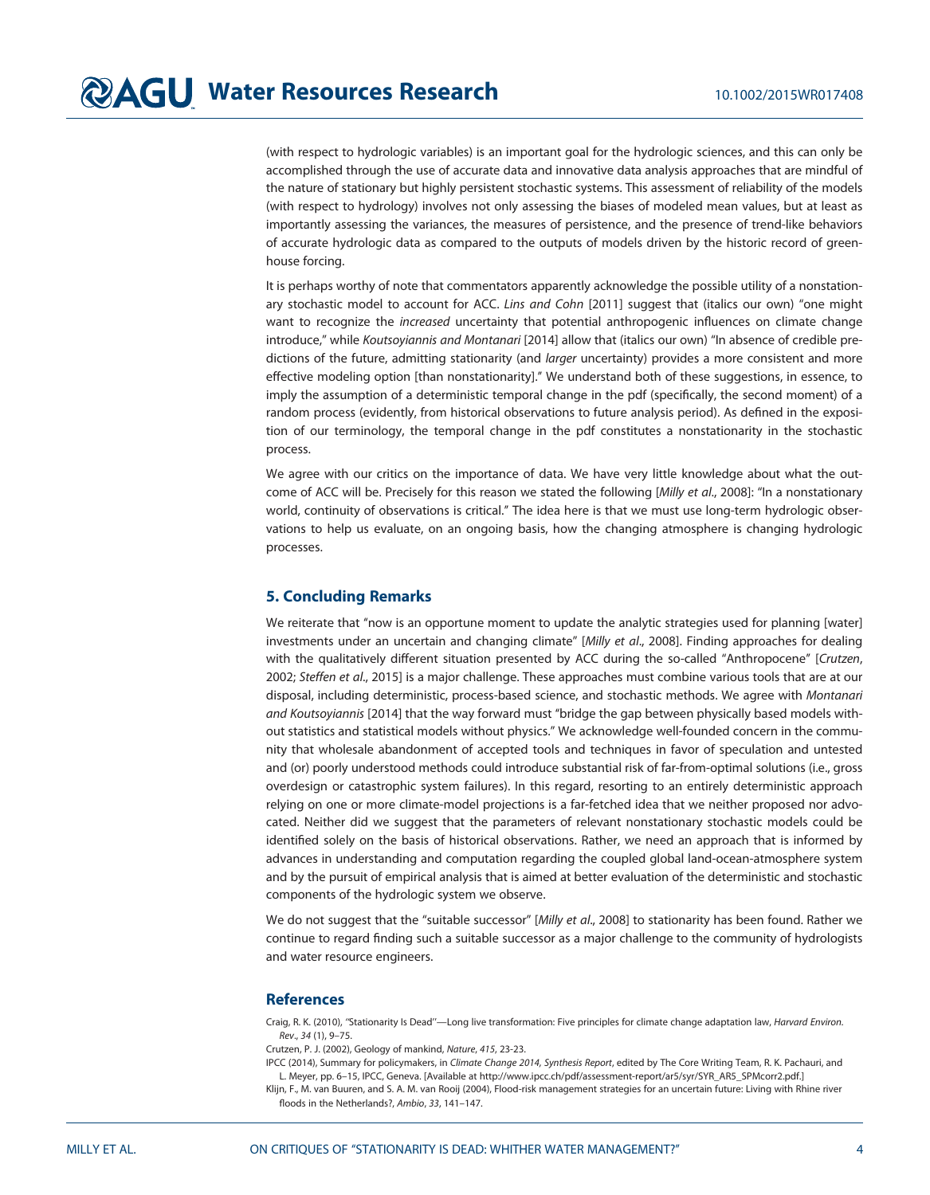(with respect to hydrologic variables) is an important goal for the hydrologic sciences, and this can only be accomplished through the use of accurate data and innovative data analysis approaches that are mindful of the nature of stationary but highly persistent stochastic systems. This assessment of reliability of the models (with respect to hydrology) involves not only assessing the biases of modeled mean values, but at least as importantly assessing the variances, the measures of persistence, and the presence of trend-like behaviors of accurate hydrologic data as compared to the outputs of models driven by the historic record of greenhouse forcing.

It is perhaps worthy of note that commentators apparently acknowledge the possible utility of a nonstationary stochastic model to account for ACC. *Lins and Cohn* [2011] suggest that (italics our own) "one might want to recognize the *increased* uncertainty that potential anthropogenic influences on climate change introduce," while *Koutsoyiannis and Montanari* [2014] allow that (italics our own) "In absence of credible predictions of the future, admitting stationarity (and *larger* uncertainty) provides a more consistent and more effective modeling option [than nonstationarity]." We understand both of these suggestions, in essence, to imply the assumption of a deterministic temporal change in the pdf (specifically, the second moment) of a random process (evidently, from historical observations to future analysis period). As defined in the exposition of our terminology, the temporal change in the pdf constitutes a nonstationarity in the stochastic process.

We agree with our critics on the importance of data. We have very little knowledge about what the outcome of ACC will be. Precisely for this reason we stated the following [*Milly et al*., 2008]: "In a nonstationary world, continuity of observations is critical." The idea here is that we must use long-term hydrologic observations to help us evaluate, on an ongoing basis, how the changing atmosphere is changing hydrologic processes.

## 5. Concluding Remarks

We reiterate that "now is an opportune moment to update the analytic strategies used for planning [water] investments under an uncertain and changing climate" [*Milly et al*., 2008]. Finding approaches for dealing with the qualitatively different situation presented by ACC during the so-called "Anthropocene" [*Crutzen*, 2002; *Steffen et al*., 2015] is a major challenge. These approaches must combine various tools that are at our disposal, including deterministic, process-based science, and stochastic methods. We agree with *Montanari and Koutsoyiannis* [2014] that the way forward must "bridge the gap between physically based models without statistics and statistical models without physics." We acknowledge well-founded concern in the community that wholesale abandonment of accepted tools and techniques in favor of speculation and untested and (or) poorly understood methods could introduce substantial risk of far-from-optimal solutions (i.e., gross overdesign or catastrophic system failures). In this regard, resorting to an entirely deterministic approach relying on one or more climate-model projections is a far-fetched idea that we neither proposed nor advocated. Neither did we suggest that the parameters of relevant nonstationary stochastic models could be identified solely on the basis of historical observations. Rather, we need an approach that is informed by advances in understanding and computation regarding the coupled global land-ocean-atmosphere system and by the pursuit of empirical analysis that is aimed at better evaluation of the deterministic and stochastic components of the hydrologic system we observe.

We do not suggest that the "suitable successor" [*Milly et al*., 2008] to stationarity has been found. Rather we continue to regard finding such a suitable successor as a major challenge to the community of hydrologists and water resource engineers.

## References

Craig, R. K. (2010), "Stationarity Is Dead"—Long live transformation: Five principles for climate change adaptation law, *Harvard Environ. Rev*., *34* (1), 9–75.

Crutzen, P. J. (2002), Geology of mankind, *Nature*, *415*, 23-23.

IPCC (2014), Summary for policymakers, in *Climate Change 2014, Synthesis Report*, edited by The Core Writing Team, R. K. Pachauri, and L. Meyer, pp. 6–15, IPCC, Geneva. [Available at http://www.ipcc.ch/pdf/assessment-report/ar5/syr/SYR_AR5_SPMcorr2.pdf.]

Klijn, F., M. van Buuren, and S. A. M. van Rooij (2004), Flood-risk management strategies for an uncertain future: Living with Rhine river floods in the Netherlands?, *Ambio*, *33*, 141–147.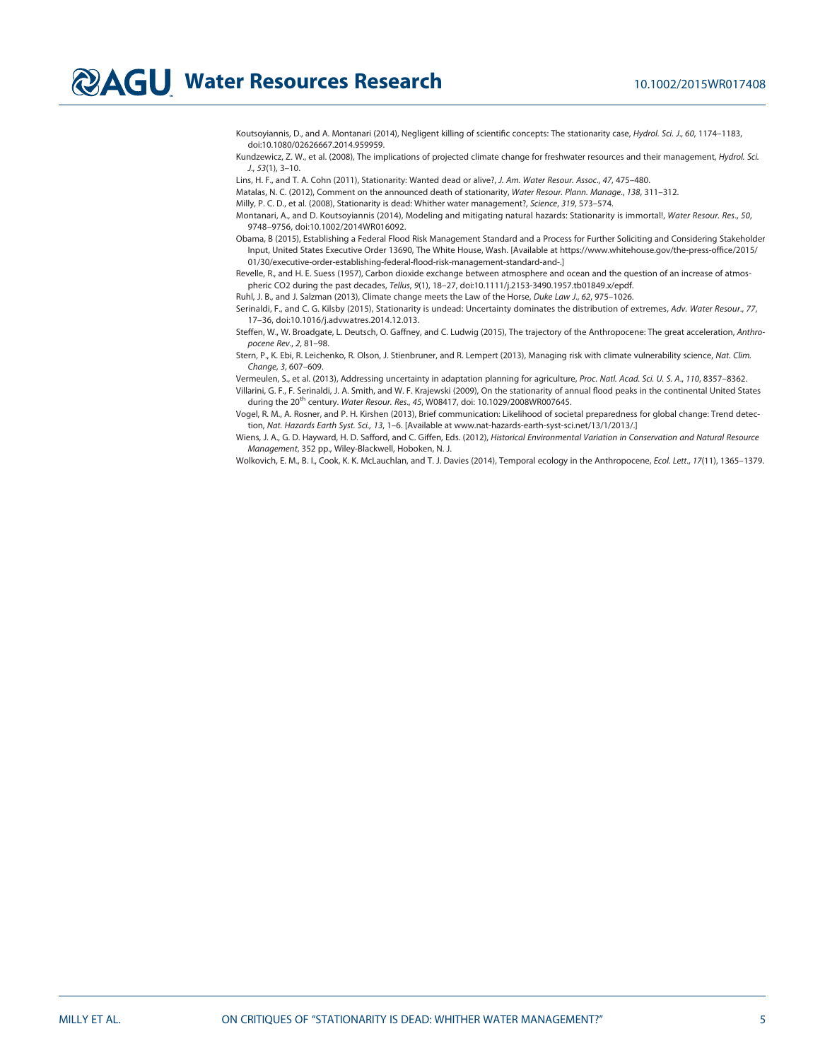Koutsoyiannis, D., and A. Montanari (2014), Negligent killing of scientific concepts: The stationarity case, *Hydrol. Sci. J.*, *60*, 1174–1183, doi:10.1080/02626667.2014.959959.

Kundzewicz, Z. W., et al. (2008), The implications of projected climate change for freshwater resources and their management, *Hydrol. Sci. J.*, *53*(1), 3–10.

Lins, H. F., and T. A. Cohn (2011), Stationarity: Wanted dead or alive?, *J. Am. Water Resour. Assoc.*, *47*, 475–480.

Matalas, N. C. (2012), Comment on the announced death of stationarity, *Water Resour. Plann. Manage.*, *138*, 311–312.

Milly, P. C. D., et al. (2008), Stationarity is dead: Whither water management?, *Science*, *319*, 573–574.

Montanari, A., and D. Koutsoyiannis (2014), Modeling and mitigating natural hazards: Stationarity is immortal!, *Water Resour. Res.*, *50*, 9748–9756, doi:10.1002/2014WR016092.

Obama, B (2015), Establishing a Federal Flood Risk Management Standard and a Process for Further Soliciting and Considering Stakeholder Input, United States Executive Order 13690, The White House, Wash. [Available at https://www.whitehouse.gov/the-press-office/2015/01/30/executive-order-establishing-federal-flood-risk-management-standard-and-.]

Revelle, R., and H. E. Suess (1957), Carbon dioxide exchange between atmosphere and ocean and the question of an increase of atmospheric CO2 during the past decades, *Tellus*, *9*(1), 18–27, doi:10.1111/j.2153-3490.1957.tb01849.x/epdf.

Ruhl, J. B., and J. Salzman (2013), Climate change meets the Law of the Horse, *Duke Law J.*, *62*, 975–1026.

Serinaldi, F., and C. G. Kilsby (2015), Stationarity is undead: Uncertainty dominates the distribution of extremes, *Adv. Water Resour.*, *77*, 17–36, doi:10.1016/j.advwatres.2014.12.013.

Steffen, W., W. Broadgate, L. Deutsch, O. Gaffney, and C. Ludwig (2015), The trajectory of the Anthropocene: The great acceleration, *Anthropocene Rev.*, *2*, 81–98.

Stern, P., K. Ebi, R. Leichenko, R. Olson, J. Stienbruner, and R. Lempert (2013), Managing risk with climate vulnerability science, *Nat. Clim. Change*, *3*, 607–609.

Vermeulen, S., et al. (2013), Addressing uncertainty in adaptation planning for agriculture, *Proc. Natl. Acad. Sci. U. S. A.*, *110*, 8357–8362.

Villarini, G. F., F. Serinaldi, J. A. Smith, and W. F. Krajewski (2009), On the stationarity of annual flood peaks in the continental United States during the 20th century. *Water Resour. Res.*, *45*, W08417, doi: 10.1029/2008WR007645.

Vogel, R. M., A. Rosner, and P. H. Kirshen (2013), Brief communication: Likelihood of societal preparedness for global change: Trend detection, *Nat. Hazards Earth Syst. Sci.*, *13*, 1–6. [Available at www.nat-hazards-earth-syst-sci.net/13/1/2013/.]

Wiens, J. A., G. D. Hayward, H. D. Safford, and C. Giffen, Eds. (2012), *Historical Environmental Variation in Conservation and Natural Resource Management*, 352 pp., Wiley-Blackwell, Hoboken, N. J.

Wolkovich, E. M., B. I., Cook, K. K. McLauchlan, and T. J. Davies (2014), Temporal ecology in the Anthropocene, *Ecol. Lett.*, *17*(11), 1365–1379.